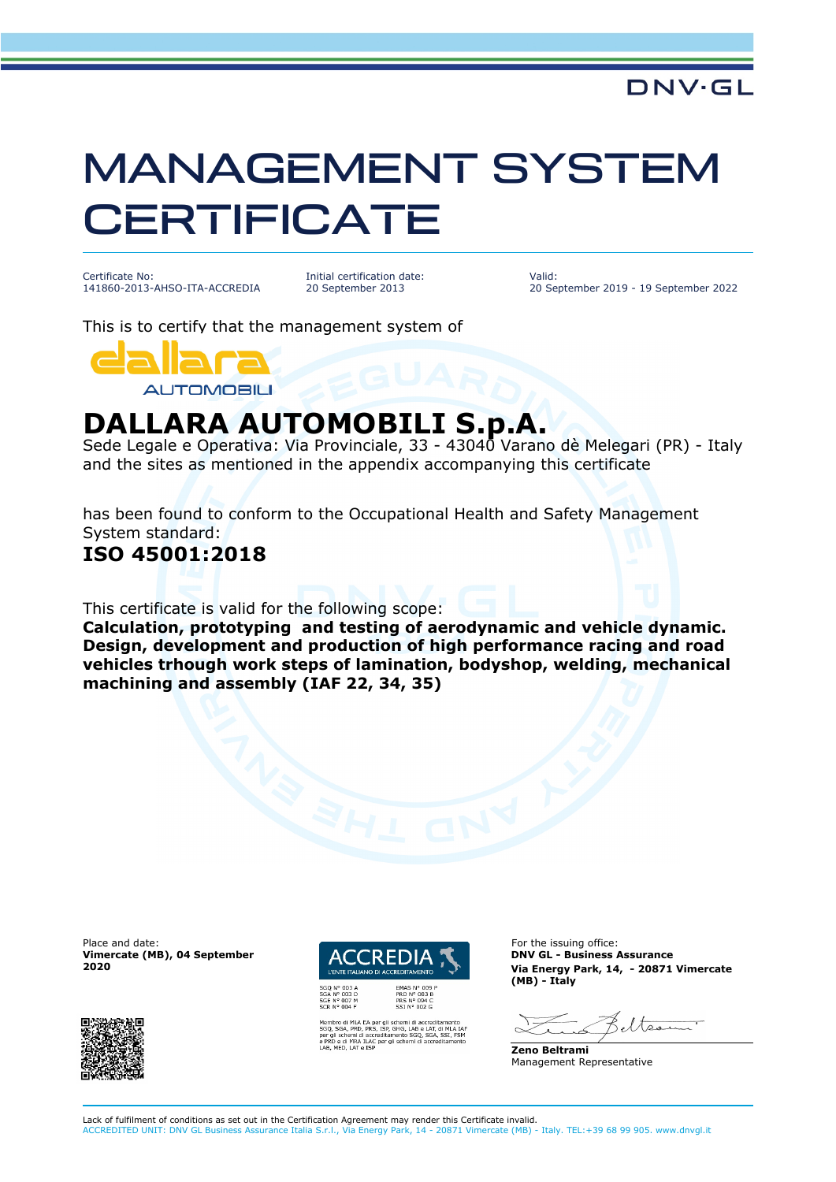DNV·GL

# MANAGEMENT SYSTEM CERTIFICATE

| Certificate No: | Initial certification date: | Valid: |
| --- | --- | --- |
| 141860-2013-AHSO-ITA-ACCREDIA | 20 September 2013 | 20 September 2019 - 19 September 2022 |

This is to certify that the management system of

dallara AUTOMOBILI

## DALLARA AUTOMOBILI S.p.A.

Sede Legale e Operativa: Via Provinciale, 33 - 43040 Varano dè Melegari (PR) - Italy
and the sites as mentioned in the appendix accompanying this certificate

has been found to conform to the Occupational Health and Safety Management System standard:

**ISO 45001:2018**

This certificate is valid for the following scope:

**Calculation, prototyping and testing of aerodynamic and vehicle dynamic. Design, development and production of high performance racing and road vehicles trhough work steps of lamination, bodyshop, welding, mechanical machining and assembly (IAF 22, 34, 35)**

Place and date:
**Vimercate (MB), 04 September 2020**

ACCREDIA
L'ENTE ITALIANO DI ACCREDITAMENTO

SGQ N° 003 A
SGA N° 003 D
SGE N° 007 M
SCR N° 004 F

EMAS N° 009 P
PRD N° 003 B
PRS N° 094 C
SSI N° 002 G

Membro di MLA EA per gli schemi di accreditamento SGQ, SGA, PRD, PRS, ISP, GHG, LAB e LAT, di MLA IAF per gli schemi di accreditamento SGQ, SGA, SSI, FSM e PRD e di MRA ILAC per gli schemi di accreditamento LAB, MED, LAT e ISP

For the issuing office:
**DNV GL - Business Assurance**
**Via Energy Park, 14, - 20871 Vimercate (MB) - Italy**

**Zeno Beltrami**
Management Representative

Lack of fulfilment of conditions as set out in the Certification Agreement may render this Certificate invalid.
ACCREDITED UNIT: DNV GL Business Assurance Italia S.r.l., Via Energy Park, 14 - 20871 Vimercate (MB) - Italy. TEL:+39 68 99 905. www.dnvgl.it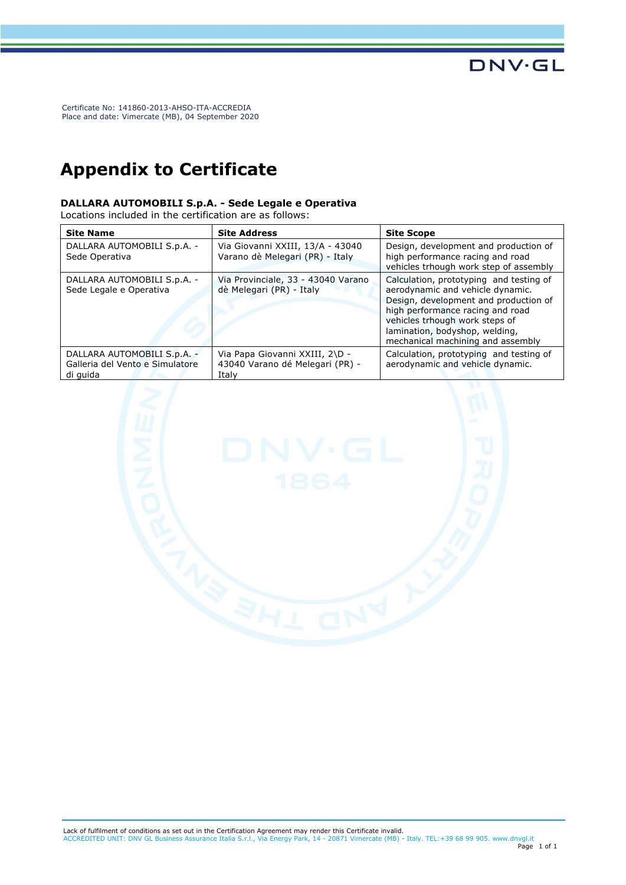Certificate No: 141860-2013-AHSO-ITA-ACCREDIA
Place and date: Vimercate (MB), 04 September 2020

# Appendix to Certificate

**DALLARA AUTOMOBILI S.p.A. - Sede Legale e Operativa**
Locations included in the certification are as follows:

| Site Name | Site Address | Site Scope |
|---|---|---|
| DALLARA AUTOMOBILI S.p.A. - Sede Operativa | Via Giovanni XXIII, 13/A - 43040 Varano dè Melegari (PR) - Italy | Design, development and production of high performance racing and road vehicles trhough work step of assembly |
| DALLARA AUTOMOBILI S.p.A. - Sede Legale e Operativa | Via Provinciale, 33 - 43040 Varano dè Melegari (PR) - Italy | Calculation, prototyping and testing of aerodynamic and vehicle dynamic. Design, development and production of high performance racing and road vehicles trhough work steps of lamination, bodyshop, welding, mechanical machining and assembly |
| DALLARA AUTOMOBILI S.p.A. - Galleria del Vento e Simulatore di guida | Via Papa Giovanni XXIII, 2\D - 43040 Varano dé Melegari (PR) - Italy | Calculation, prototyping and testing of aerodynamic and vehicle dynamic. |

Lack of fulfilment of conditions as set out in the Certification Agreement may render this Certificate invalid.
ACCREDITED UNIT: DNV GL Business Assurance Italia S.r.l., Via Energy Park, 14 - 20871 Vimercate (MB) - Italy. TEL:+39 68 99 905. www.dnvgl.it